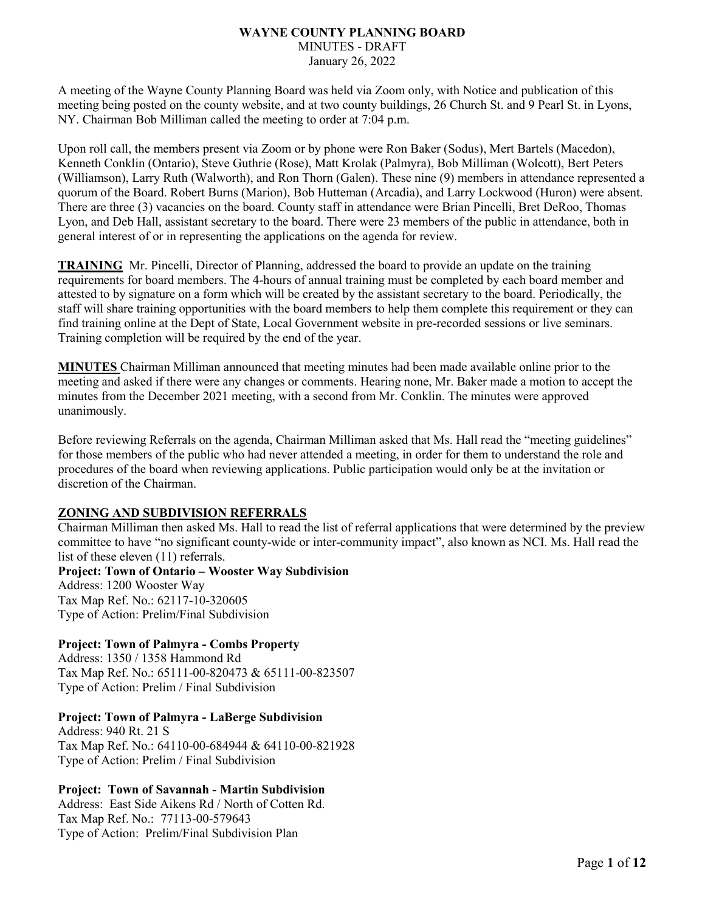# WAYNE COUNTY PLANNING BOARD

MINUTES - DRAFT

January 26, 2022

A meeting of the Wayne County Planning Board was held via Zoom only, with Notice and publication of this meeting being posted on the county website, and at two county buildings, 26 Church St. and 9 Pearl St. in Lyons, NY. Chairman Bob Milliman called the meeting to order at 7:04 p.m.

Upon roll call, the members present via Zoom or by phone were Ron Baker (Sodus), Mert Bartels (Macedon), Kenneth Conklin (Ontario), Steve Guthrie (Rose), Matt Krolak (Palmyra), Bob Milliman (Wolcott), Bert Peters (Williamson), Larry Ruth (Walworth), and Ron Thorn (Galen). These nine (9) members in attendance represented a quorum of the Board. Robert Burns (Marion), Bob Hutteman (Arcadia), and Larry Lockwood (Huron) were absent. There are three (3) vacancies on the board. County staff in attendance were Brian Pincelli, Bret DeRoo, Thomas Lyon, and Deb Hall, assistant secretary to the board. There were 23 members of the public in attendance, both in general interest of or in representing the applications on the agenda for review.

**TRAINING** Mr. Pincelli, Director of Planning, addressed the board to provide an update on the training requirements for board members. The 4-hours of annual training must be completed by each board member and attested to by signature on a form which will be created by the assistant secretary to the board. Periodically, the staff will share training opportunities with the board members to help them complete this requirement or they can find training online at the Dept of State, Local Government website in pre-recorded sessions or live seminars. Training completion will be required by the end of the year.

**MINUTES** Chairman Milliman announced that meeting minutes had been made available online prior to the meeting and asked if there were any changes or comments. Hearing none, Mr. Baker made a motion to accept the minutes from the December 2021 meeting, with a second from Mr. Conklin. The minutes were approved unanimously.

Before reviewing Referrals on the agenda, Chairman Milliman asked that Ms. Hall read the "meeting guidelines" for those members of the public who had never attended a meeting, in order for them to understand the role and procedures of the board when reviewing applications. Public participation would only be at the invitation or discretion of the Chairman.

## ZONING AND SUBDIVISION REFERRALS

Chairman Milliman then asked Ms. Hall to read the list of referral applications that were determined by the preview committee to have "no significant county-wide or inter-community impact", also known as NCI. Ms. Hall read the list of these eleven (11) referrals.

**Project: Town of Ontario – Wooster Way Subdivision**
Address: 1200 Wooster Way
Tax Map Ref. No.: 62117-10-320605
Type of Action: Prelim/Final Subdivision

**Project: Town of Palmyra - Combs Property**
Address: 1350 / 1358 Hammond Rd
Tax Map Ref. No.: 65111-00-820473 & 65111-00-823507
Type of Action: Prelim / Final Subdivision

**Project: Town of Palmyra - LaBerge Subdivision**
Address: 940 Rt. 21 S
Tax Map Ref. No.: 64110-00-684944 & 64110-00-821928
Type of Action: Prelim / Final Subdivision

**Project: Town of Savannah - Martin Subdivision**
Address: East Side Aikens Rd / North of Cotten Rd.
Tax Map Ref. No.: 77113-00-579643
Type of Action: Prelim/Final Subdivision Plan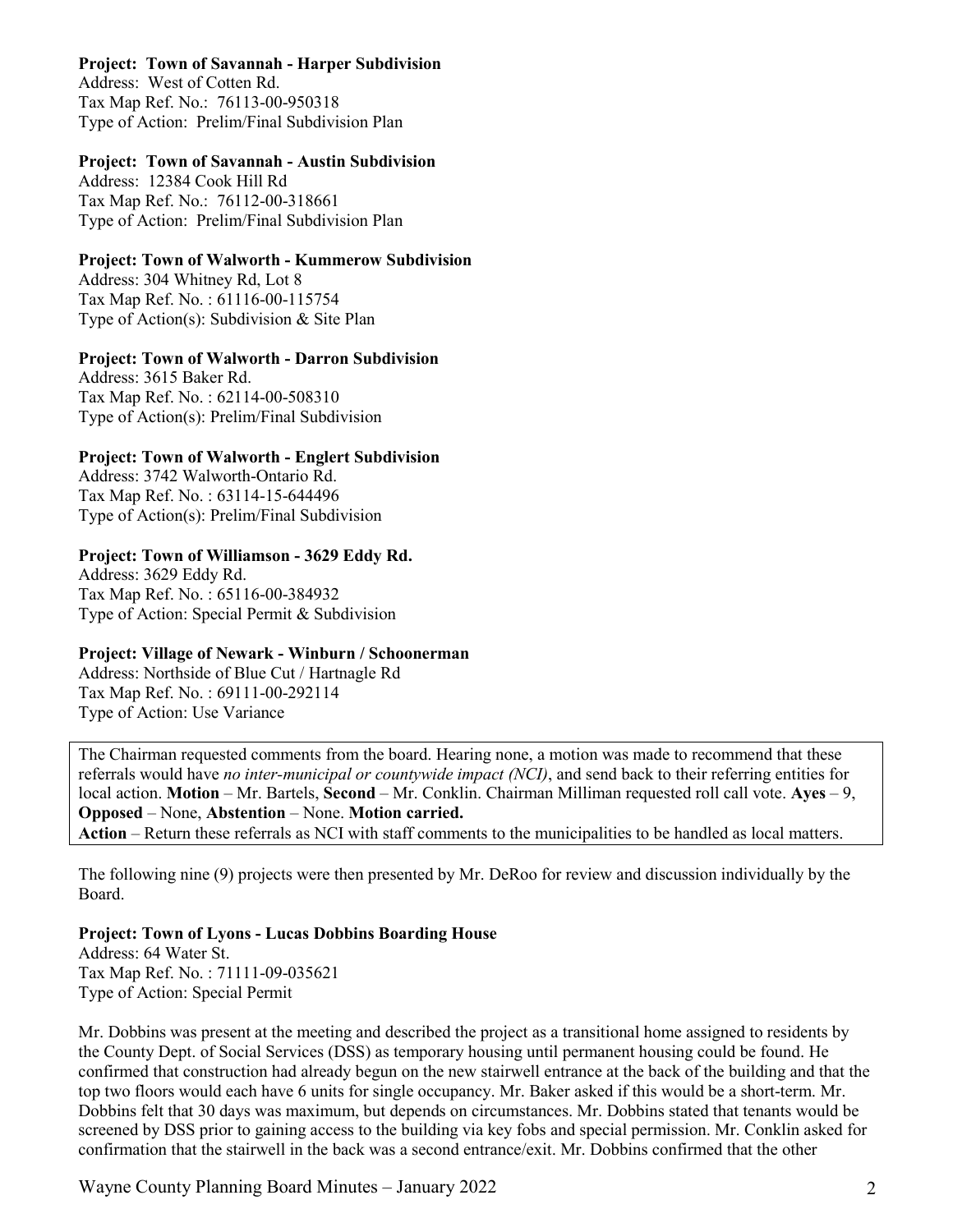**Project: Town of Savannah - Harper Subdivision**
Address: West of Cotten Rd.
Tax Map Ref. No.: 76113-00-950318
Type of Action: Prelim/Final Subdivision Plan

**Project: Town of Savannah - Austin Subdivision**
Address: 12384 Cook Hill Rd
Tax Map Ref. No.: 76112-00-318661
Type of Action: Prelim/Final Subdivision Plan

**Project: Town of Walworth - Kummerow Subdivision**
Address: 304 Whitney Rd, Lot 8
Tax Map Ref. No. : 61116-00-115754
Type of Action(s): Subdivision & Site Plan

**Project: Town of Walworth - Darron Subdivision**
Address: 3615 Baker Rd.
Tax Map Ref. No. : 62114-00-508310
Type of Action(s): Prelim/Final Subdivision

**Project: Town of Walworth - Englert Subdivision**
Address: 3742 Walworth-Ontario Rd.
Tax Map Ref. No. : 63114-15-644496
Type of Action(s): Prelim/Final Subdivision

**Project: Town of Williamson - 3629 Eddy Rd.**
Address: 3629 Eddy Rd.
Tax Map Ref. No. : 65116-00-384932
Type of Action: Special Permit & Subdivision

**Project: Village of Newark - Winburn / Schoonerman**
Address: Northside of Blue Cut / Hartnagle Rd
Tax Map Ref. No. : 69111-00-292114
Type of Action: Use Variance

The Chairman requested comments from the board. Hearing none, a motion was made to recommend that these referrals would have *no inter-municipal or countywide impact (NCI)*, and send back to their referring entities for local action. **Motion** – Mr. Bartels, **Second** – Mr. Conklin. Chairman Milliman requested roll call vote. **Ayes** – 9, **Opposed** – None, **Abstention** – None. **Motion carried.**
**Action** – Return these referrals as NCI with staff comments to the municipalities to be handled as local matters.

The following nine (9) projects were then presented by Mr. DeRoo for review and discussion individually by the Board.

**Project: Town of Lyons - Lucas Dobbins Boarding House**
Address: 64 Water St.
Tax Map Ref. No. : 71111-09-035621
Type of Action: Special Permit

Mr. Dobbins was present at the meeting and described the project as a transitional home assigned to residents by the County Dept. of Social Services (DSS) as temporary housing until permanent housing could be found. He confirmed that construction had already begun on the new stairwell entrance at the back of the building and that the top two floors would each have 6 units for single occupancy. Mr. Baker asked if this would be a short-term. Mr. Dobbins felt that 30 days was maximum, but depends on circumstances. Mr. Dobbins stated that tenants would be screened by DSS prior to gaining access to the building via key fobs and special permission. Mr. Conklin asked for confirmation that the stairwell in the back was a second entrance/exit. Mr. Dobbins confirmed that the other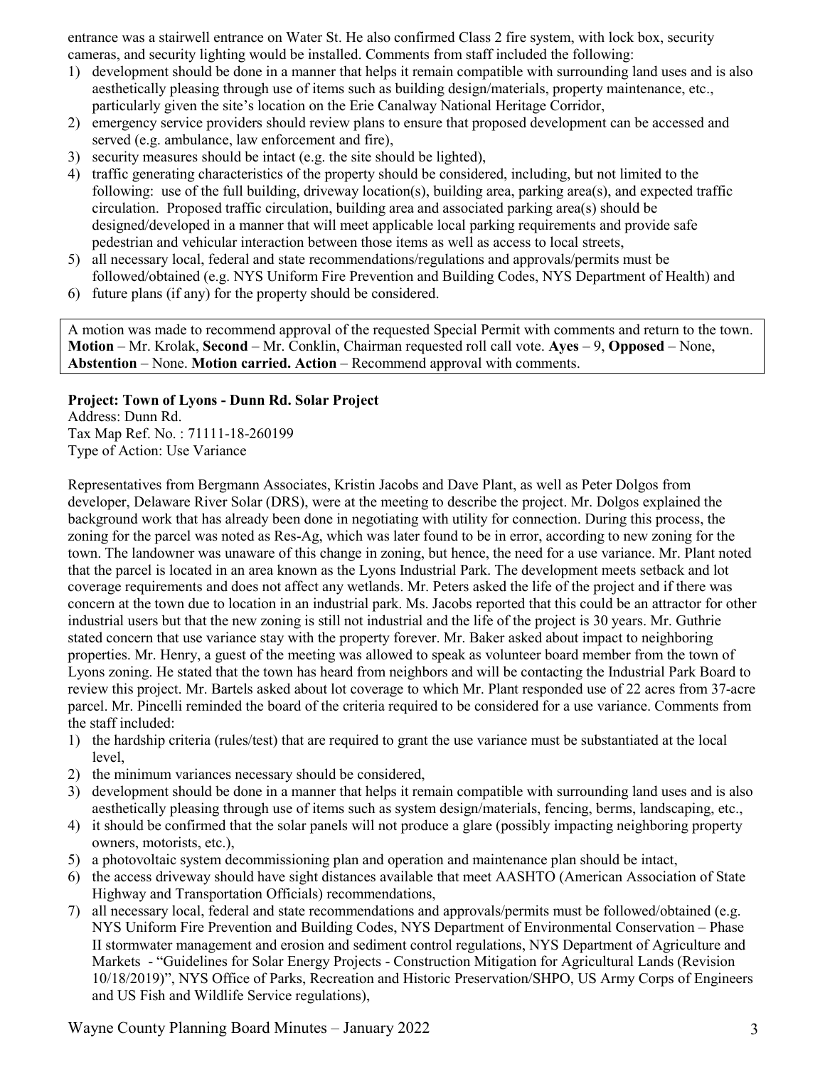entrance was a stairwell entrance on Water St. He also confirmed Class 2 fire system, with lock box, security cameras, and security lighting would be installed. Comments from staff included the following:

1) development should be done in a manner that helps it remain compatible with surrounding land uses and is also aesthetically pleasing through use of items such as building design/materials, property maintenance, etc., particularly given the site's location on the Erie Canalway National Heritage Corridor,
2) emergency service providers should review plans to ensure that proposed development can be accessed and served (e.g. ambulance, law enforcement and fire),
3) security measures should be intact (e.g. the site should be lighted),
4) traffic generating characteristics of the property should be considered, including, but not limited to the following: use of the full building, driveway location(s), building area, parking area(s), and expected traffic circulation. Proposed traffic circulation, building area and associated parking area(s) should be designed/developed in a manner that will meet applicable local parking requirements and provide safe pedestrian and vehicular interaction between those items as well as access to local streets,
5) all necessary local, federal and state recommendations/regulations and approvals/permits must be followed/obtained (e.g. NYS Uniform Fire Prevention and Building Codes, NYS Department of Health) and
6) future plans (if any) for the property should be considered.

A motion was made to recommend approval of the requested Special Permit with comments and return to the town. **Motion** – Mr. Krolak, **Second** – Mr. Conklin, Chairman requested roll call vote. **Ayes** – 9, **Opposed** – None, **Abstention** – None. **Motion carried. Action** – Recommend approval with comments.

**Project: Town of Lyons - Dunn Rd. Solar Project**
Address: Dunn Rd.
Tax Map Ref. No. : 71111-18-260199
Type of Action: Use Variance

Representatives from Bergmann Associates, Kristin Jacobs and Dave Plant, as well as Peter Dolgos from developer, Delaware River Solar (DRS), were at the meeting to describe the project. Mr. Dolgos explained the background work that has already been done in negotiating with utility for connection. During this process, the zoning for the parcel was noted as Res-Ag, which was later found to be in error, according to new zoning for the town. The landowner was unaware of this change in zoning, but hence, the need for a use variance. Mr. Plant noted that the parcel is located in an area known as the Lyons Industrial Park. The development meets setback and lot coverage requirements and does not affect any wetlands. Mr. Peters asked the life of the project and if there was concern at the town due to location in an industrial park. Ms. Jacobs reported that this could be an attractor for other industrial users but that the new zoning is still not industrial and the life of the project is 30 years. Mr. Guthrie stated concern that use variance stay with the property forever. Mr. Baker asked about impact to neighboring properties. Mr. Henry, a guest of the meeting was allowed to speak as volunteer board member from the town of Lyons zoning. He stated that the town has heard from neighbors and will be contacting the Industrial Park Board to review this project. Mr. Bartels asked about lot coverage to which Mr. Plant responded use of 22 acres from 37-acre parcel. Mr. Pincelli reminded the board of the criteria required to be considered for a use variance. Comments from the staff included:

1) the hardship criteria (rules/test) that are required to grant the use variance must be substantiated at the local level,
2) the minimum variances necessary should be considered,
3) development should be done in a manner that helps it remain compatible with surrounding land uses and is also aesthetically pleasing through use of items such as system design/materials, fencing, berms, landscaping, etc.,
4) it should be confirmed that the solar panels will not produce a glare (possibly impacting neighboring property owners, motorists, etc.),
5) a photovoltaic system decommissioning plan and operation and maintenance plan should be intact,
6) the access driveway should have sight distances available that meet AASHTO (American Association of State Highway and Transportation Officials) recommendations,
7) all necessary local, federal and state recommendations and approvals/permits must be followed/obtained (e.g. NYS Uniform Fire Prevention and Building Codes, NYS Department of Environmental Conservation – Phase II stormwater management and erosion and sediment control regulations, NYS Department of Agriculture and Markets - "Guidelines for Solar Energy Projects - Construction Mitigation for Agricultural Lands (Revision 10/18/2019)", NYS Office of Parks, Recreation and Historic Preservation/SHPO, US Army Corps of Engineers and US Fish and Wildlife Service regulations),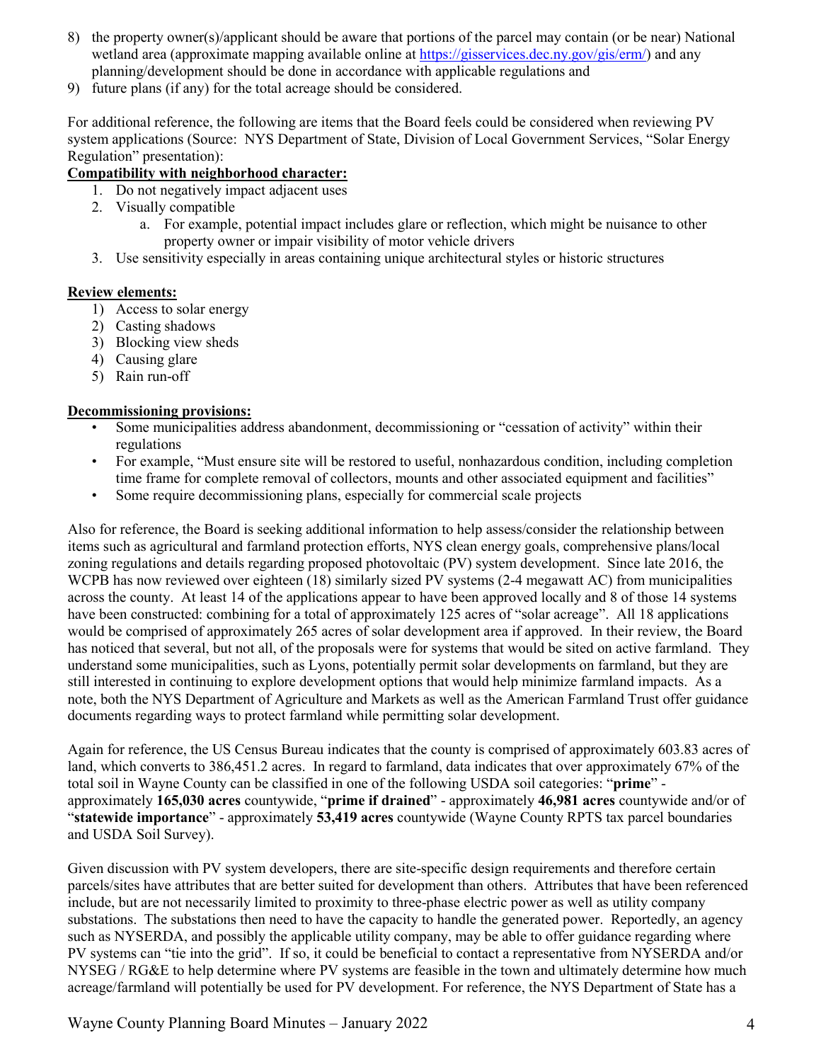8) the property owner(s)/applicant should be aware that portions of the parcel may contain (or be near) National wetland area (approximate mapping available online at https://gisservices.dec.ny.gov/gis/erm/) and any planning/development should be done in accordance with applicable regulations and
9) future plans (if any) for the total acreage should be considered.

For additional reference, the following are items that the Board feels could be considered when reviewing PV system applications (Source: NYS Department of State, Division of Local Government Services, "Solar Energy Regulation" presentation):

**Compatibility with neighborhood character:**

1. Do not negatively impact adjacent uses
2. Visually compatible
   a. For example, potential impact includes glare or reflection, which might be nuisance to other property owner or impair visibility of motor vehicle drivers
3. Use sensitivity especially in areas containing unique architectural styles or historic structures

**Review elements:**

1) Access to solar energy
2) Casting shadows
3) Blocking view sheds
4) Causing glare
5) Rain run-off

**Decommissioning provisions:**

- Some municipalities address abandonment, decommissioning or "cessation of activity" within their regulations
- For example, "Must ensure site will be restored to useful, nonhazardous condition, including completion time frame for complete removal of collectors, mounts and other associated equipment and facilities"
- Some require decommissioning plans, especially for commercial scale projects

Also for reference, the Board is seeking additional information to help assess/consider the relationship between items such as agricultural and farmland protection efforts, NYS clean energy goals, comprehensive plans/local zoning regulations and details regarding proposed photovoltaic (PV) system development. Since late 2016, the WCPB has now reviewed over eighteen (18) similarly sized PV systems (2-4 megawatt AC) from municipalities across the county. At least 14 of the applications appear to have been approved locally and 8 of those 14 systems have been constructed: combining for a total of approximately 125 acres of "solar acreage". All 18 applications would be comprised of approximately 265 acres of solar development area if approved. In their review, the Board has noticed that several, but not all, of the proposals were for systems that would be sited on active farmland. They understand some municipalities, such as Lyons, potentially permit solar developments on farmland, but they are still interested in continuing to explore development options that would help minimize farmland impacts. As a note, both the NYS Department of Agriculture and Markets as well as the American Farmland Trust offer guidance documents regarding ways to protect farmland while permitting solar development.

Again for reference, the US Census Bureau indicates that the county is comprised of approximately 603.83 acres of land, which converts to 386,451.2 acres. In regard to farmland, data indicates that over approximately 67% of the total soil in Wayne County can be classified in one of the following USDA soil categories: "**prime**" - approximately **165,030 acres** countywide, "**prime if drained**" - approximately **46,981 acres** countywide and/or of "**statewide importance**" - approximately **53,419 acres** countywide (Wayne County RPTS tax parcel boundaries and USDA Soil Survey).

Given discussion with PV system developers, there are site-specific design requirements and therefore certain parcels/sites have attributes that are better suited for development than others. Attributes that have been referenced include, but are not necessarily limited to proximity to three-phase electric power as well as utility company substations. The substations then need to have the capacity to handle the generated power. Reportedly, an agency such as NYSERDA, and possibly the applicable utility company, may be able to offer guidance regarding where PV systems can "tie into the grid". If so, it could be beneficial to contact a representative from NYSERDA and/or NYSEG / RG&E to help determine where PV systems are feasible in the town and ultimately determine how much acreage/farmland will potentially be used for PV development. For reference, the NYS Department of State has a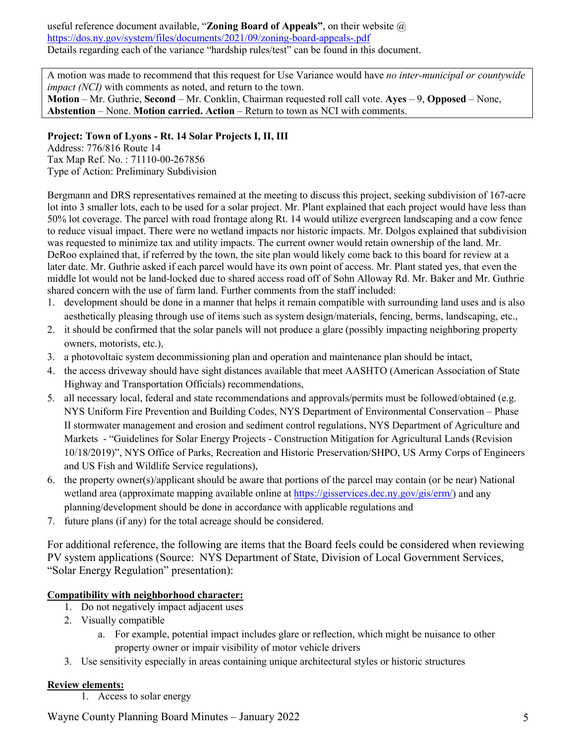useful reference document available, "**Zoning Board of Appeals"**, on their website @ https://dos.ny.gov/system/files/documents/2021/09/zoning-board-appeals-.pdf
Details regarding each of the variance "hardship rules/test" can be found in this document.

A motion was made to recommend that this request for Use Variance would have *no inter-municipal or countywide impact (NCI)* with comments as noted, and return to the town.
**Motion** – Mr. Guthrie, **Second** – Mr. Conklin, Chairman requested roll call vote. **Ayes** – 9, **Opposed** – None, **Abstention** – None. **Motion carried. Action** – Return to town as NCI with comments.

**Project: Town of Lyons - Rt. 14 Solar Projects I, II, III**
Address: 776/816 Route 14
Tax Map Ref. No. : 71110-00-267856
Type of Action: Preliminary Subdivision

Bergmann and DRS representatives remained at the meeting to discuss this project, seeking subdivision of 167-acre lot into 3 smaller lots, each to be used for a solar project. Mr. Plant explained that each project would have less than 50% lot coverage. The parcel with road frontage along Rt. 14 would utilize evergreen landscaping and a cow fence to reduce visual impact. There were no wetland impacts nor historic impacts. Mr. Dolgos explained that subdivision was requested to minimize tax and utility impacts. The current owner would retain ownership of the land. Mr. DeRoo explained that, if referred by the town, the site plan would likely come back to this board for review at a later date. Mr. Guthrie asked if each parcel would have its own point of access. Mr. Plant stated yes, that even the middle lot would not be land-locked due to shared access road off of Sohn Alloway Rd. Mr. Baker and Mr. Guthrie shared concern with the use of farm land. Further comments from the staff included:

1. development should be done in a manner that helps it remain compatible with surrounding land uses and is also aesthetically pleasing through use of items such as system design/materials, fencing, berms, landscaping, etc.,
2. it should be confirmed that the solar panels will not produce a glare (possibly impacting neighboring property owners, motorists, etc.),
3. a photovoltaic system decommissioning plan and operation and maintenance plan should be intact,
4. the access driveway should have sight distances available that meet AASHTO (American Association of State Highway and Transportation Officials) recommendations,
5. all necessary local, federal and state recommendations and approvals/permits must be followed/obtained (e.g. NYS Uniform Fire Prevention and Building Codes, NYS Department of Environmental Conservation – Phase II stormwater management and erosion and sediment control regulations, NYS Department of Agriculture and Markets - "Guidelines for Solar Energy Projects - Construction Mitigation for Agricultural Lands (Revision 10/18/2019)", NYS Office of Parks, Recreation and Historic Preservation/SHPO, US Army Corps of Engineers and US Fish and Wildlife Service regulations),
6. the property owner(s)/applicant should be aware that portions of the parcel may contain (or be near) National wetland area (approximate mapping available online at https://gisservices.dec.ny.gov/gis/erm/) and any planning/development should be done in accordance with applicable regulations and
7. future plans (if any) for the total acreage should be considered.

For additional reference, the following are items that the Board feels could be considered when reviewing PV system applications (Source: NYS Department of State, Division of Local Government Services, "Solar Energy Regulation" presentation):

**Compatibility with neighborhood character:**

1. Do not negatively impact adjacent uses
2. Visually compatible
   a. For example, potential impact includes glare or reflection, which might be nuisance to other property owner or impair visibility of motor vehicle drivers
3. Use sensitivity especially in areas containing unique architectural styles or historic structures

**Review elements:**

1. Access to solar energy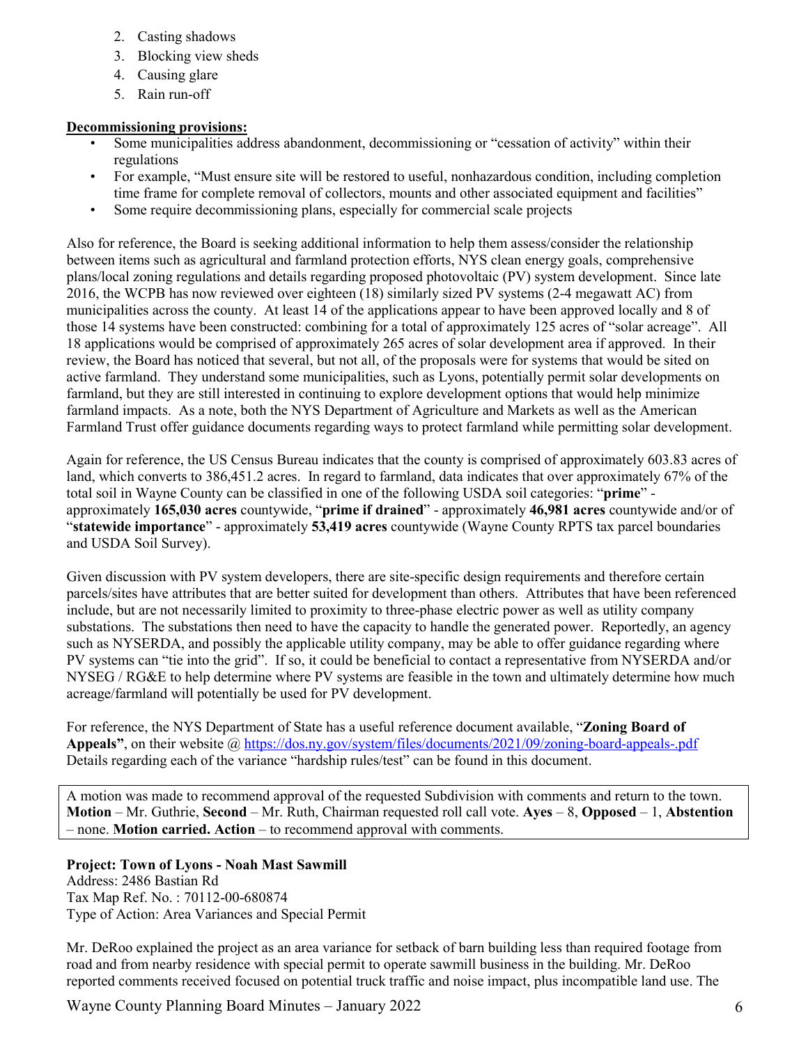2. Casting shadows
3. Blocking view sheds
4. Causing glare
5. Rain run-off

**Decommissioning provisions:**

- Some municipalities address abandonment, decommissioning or "cessation of activity" within their regulations
- For example, "Must ensure site will be restored to useful, nonhazardous condition, including completion time frame for complete removal of collectors, mounts and other associated equipment and facilities"
- Some require decommissioning plans, especially for commercial scale projects

Also for reference, the Board is seeking additional information to help them assess/consider the relationship between items such as agricultural and farmland protection efforts, NYS clean energy goals, comprehensive plans/local zoning regulations and details regarding proposed photovoltaic (PV) system development. Since late 2016, the WCPB has now reviewed over eighteen (18) similarly sized PV systems (2-4 megawatt AC) from municipalities across the county. At least 14 of the applications appear to have been approved locally and 8 of those 14 systems have been constructed: combining for a total of approximately 125 acres of "solar acreage". All 18 applications would be comprised of approximately 265 acres of solar development area if approved. In their review, the Board has noticed that several, but not all, of the proposals were for systems that would be sited on active farmland. They understand some municipalities, such as Lyons, potentially permit solar developments on farmland, but they are still interested in continuing to explore development options that would help minimize farmland impacts. As a note, both the NYS Department of Agriculture and Markets as well as the American Farmland Trust offer guidance documents regarding ways to protect farmland while permitting solar development.

Again for reference, the US Census Bureau indicates that the county is comprised of approximately 603.83 acres of land, which converts to 386,451.2 acres. In regard to farmland, data indicates that over approximately 67% of the total soil in Wayne County can be classified in one of the following USDA soil categories: "**prime**" - approximately **165,030 acres** countywide, "**prime if drained**" - approximately **46,981 acres** countywide and/or of "**statewide importance**" - approximately **53,419 acres** countywide (Wayne County RPTS tax parcel boundaries and USDA Soil Survey).

Given discussion with PV system developers, there are site-specific design requirements and therefore certain parcels/sites have attributes that are better suited for development than others. Attributes that have been referenced include, but are not necessarily limited to proximity to three-phase electric power as well as utility company substations. The substations then need to have the capacity to handle the generated power. Reportedly, an agency such as NYSERDA, and possibly the applicable utility company, may be able to offer guidance regarding where PV systems can "tie into the grid". If so, it could be beneficial to contact a representative from NYSERDA and/or NYSEG / RG&E to help determine where PV systems are feasible in the town and ultimately determine how much acreage/farmland will potentially be used for PV development.

For reference, the NYS Department of State has a useful reference document available, "**Zoning Board of Appeals"**, on their website @ https://dos.ny.gov/system/files/documents/2021/09/zoning-board-appeals-.pdf Details regarding each of the variance "hardship rules/test" can be found in this document.

A motion was made to recommend approval of the requested Subdivision with comments and return to the town. **Motion** – Mr. Guthrie, **Second** – Mr. Ruth, Chairman requested roll call vote. **Ayes** – 8, **Opposed** – 1, **Abstention** – none. **Motion carried. Action** – to recommend approval with comments.

**Project: Town of Lyons - Noah Mast Sawmill**
Address: 2486 Bastian Rd
Tax Map Ref. No. : 70112-00-680874
Type of Action: Area Variances and Special Permit

Mr. DeRoo explained the project as an area variance for setback of barn building less than required footage from road and from nearby residence with special permit to operate sawmill business in the building. Mr. DeRoo reported comments received focused on potential truck traffic and noise impact, plus incompatible land use. The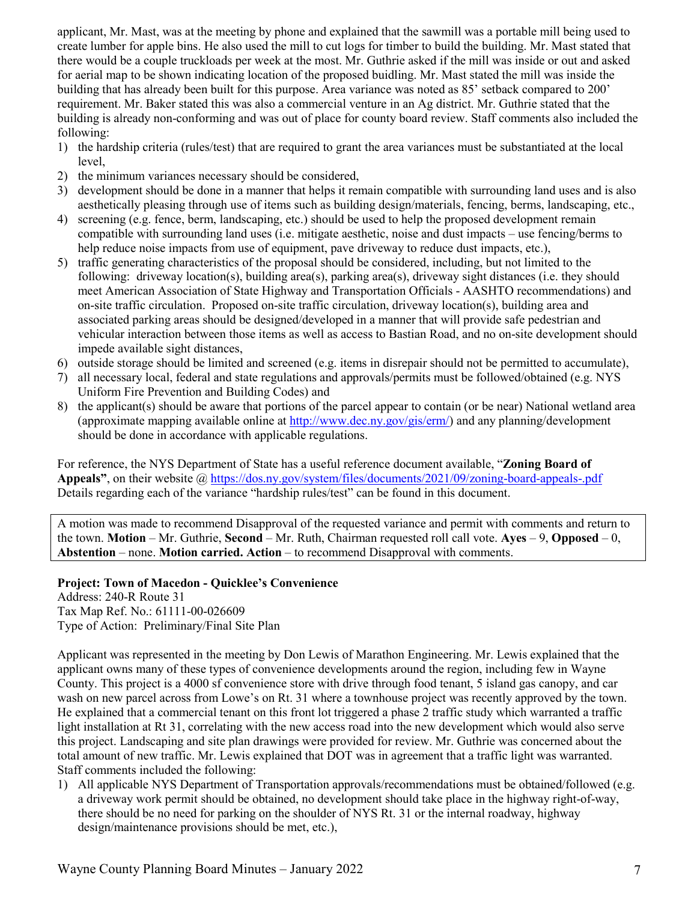applicant, Mr. Mast, was at the meeting by phone and explained that the sawmill was a portable mill being used to create lumber for apple bins. He also used the mill to cut logs for timber to build the building. Mr. Mast stated that there would be a couple truckloads per week at the most. Mr. Guthrie asked if the mill was inside or out and asked for aerial map to be shown indicating location of the proposed buidling. Mr. Mast stated the mill was inside the building that has already been built for this purpose. Area variance was noted as 85' setback compared to 200' requirement. Mr. Baker stated this was also a commercial venture in an Ag district. Mr. Guthrie stated that the building is already non-conforming and was out of place for county board review. Staff comments also included the following:

1) the hardship criteria (rules/test) that are required to grant the area variances must be substantiated at the local level,
2) the minimum variances necessary should be considered,
3) development should be done in a manner that helps it remain compatible with surrounding land uses and is also aesthetically pleasing through use of items such as building design/materials, fencing, berms, landscaping, etc.,
4) screening (e.g. fence, berm, landscaping, etc.) should be used to help the proposed development remain compatible with surrounding land uses (i.e. mitigate aesthetic, noise and dust impacts – use fencing/berms to help reduce noise impacts from use of equipment, pave driveway to reduce dust impacts, etc.),
5) traffic generating characteristics of the proposal should be considered, including, but not limited to the following: driveway location(s), building area(s), parking area(s), driveway sight distances (i.e. they should meet American Association of State Highway and Transportation Officials - AASHTO recommendations) and on-site traffic circulation. Proposed on-site traffic circulation, driveway location(s), building area and associated parking areas should be designed/developed in a manner that will provide safe pedestrian and vehicular interaction between those items as well as access to Bastian Road, and no on-site development should impede available sight distances,
6) outside storage should be limited and screened (e.g. items in disrepair should not be permitted to accumulate),
7) all necessary local, federal and state regulations and approvals/permits must be followed/obtained (e.g. NYS Uniform Fire Prevention and Building Codes) and
8) the applicant(s) should be aware that portions of the parcel appear to contain (or be near) National wetland area (approximate mapping available online at http://www.dec.ny.gov/gis/erm/) and any planning/development should be done in accordance with applicable regulations.

For reference, the NYS Department of State has a useful reference document available, "**Zoning Board of Appeals"**, on their website @ https://dos.ny.gov/system/files/documents/2021/09/zoning-board-appeals-.pdf Details regarding each of the variance "hardship rules/test" can be found in this document.

A motion was made to recommend Disapproval of the requested variance and permit with comments and return to the town. **Motion** – Mr. Guthrie, **Second** – Mr. Ruth, Chairman requested roll call vote. **Ayes** – 9, **Opposed** – 0, **Abstention** – none. **Motion carried. Action** – to recommend Disapproval with comments.

**Project: Town of Macedon - Quicklee's Convenience**
Address: 240-R Route 31
Tax Map Ref. No.: 61111-00-026609
Type of Action: Preliminary/Final Site Plan

Applicant was represented in the meeting by Don Lewis of Marathon Engineering. Mr. Lewis explained that the applicant owns many of these types of convenience developments around the region, including few in Wayne County. This project is a 4000 sf convenience store with drive through food tenant, 5 island gas canopy, and car wash on new parcel across from Lowe's on Rt. 31 where a townhouse project was recently approved by the town. He explained that a commercial tenant on this front lot triggered a phase 2 traffic study which warranted a traffic light installation at Rt 31, correlating with the new access road into the new development which would also serve this project. Landscaping and site plan drawings were provided for review. Mr. Guthrie was concerned about the total amount of new traffic. Mr. Lewis explained that DOT was in agreement that a traffic light was warranted. Staff comments included the following:

1) All applicable NYS Department of Transportation approvals/recommendations must be obtained/followed (e.g. a driveway work permit should be obtained, no development should take place in the highway right-of-way, there should be no need for parking on the shoulder of NYS Rt. 31 or the internal roadway, highway design/maintenance provisions should be met, etc.),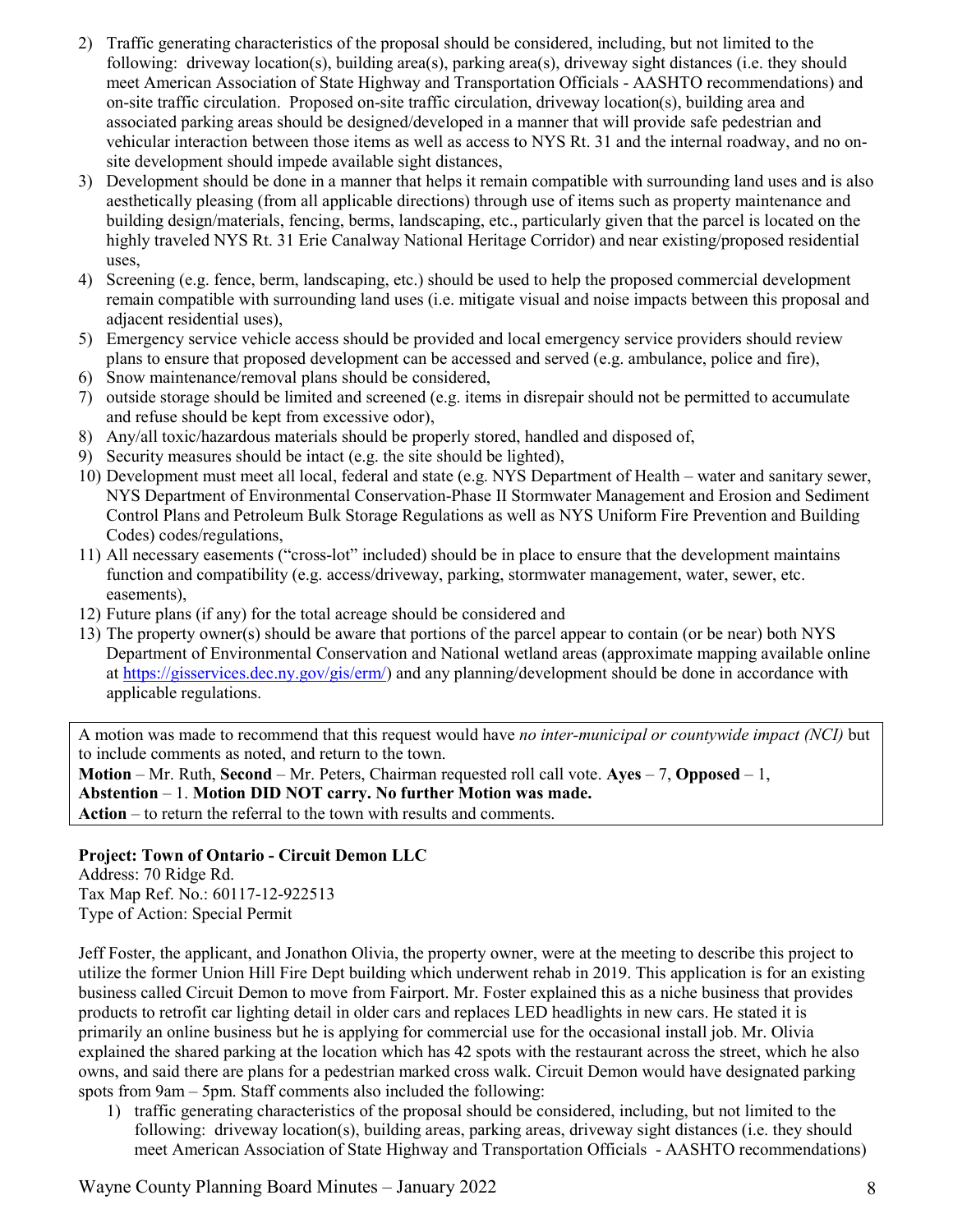2) Traffic generating characteristics of the proposal should be considered, including, but not limited to the following: driveway location(s), building area(s), parking area(s), driveway sight distances (i.e. they should meet American Association of State Highway and Transportation Officials - AASHTO recommendations) and on-site traffic circulation. Proposed on-site traffic circulation, driveway location(s), building area and associated parking areas should be designed/developed in a manner that will provide safe pedestrian and vehicular interaction between those items as well as access to NYS Rt. 31 and the internal roadway, and no on-site development should impede available sight distances,
3) Development should be done in a manner that helps it remain compatible with surrounding land uses and is also aesthetically pleasing (from all applicable directions) through use of items such as property maintenance and building design/materials, fencing, berms, landscaping, etc., particularly given that the parcel is located on the highly traveled NYS Rt. 31 Erie Canalway National Heritage Corridor) and near existing/proposed residential uses,
4) Screening (e.g. fence, berm, landscaping, etc.) should be used to help the proposed commercial development remain compatible with surrounding land uses (i.e. mitigate visual and noise impacts between this proposal and adjacent residential uses),
5) Emergency service vehicle access should be provided and local emergency service providers should review plans to ensure that proposed development can be accessed and served (e.g. ambulance, police and fire),
6) Snow maintenance/removal plans should be considered,
7) outside storage should be limited and screened (e.g. items in disrepair should not be permitted to accumulate and refuse should be kept from excessive odor),
8) Any/all toxic/hazardous materials should be properly stored, handled and disposed of,
9) Security measures should be intact (e.g. the site should be lighted),
10) Development must meet all local, federal and state (e.g. NYS Department of Health – water and sanitary sewer, NYS Department of Environmental Conservation-Phase II Stormwater Management and Erosion and Sediment Control Plans and Petroleum Bulk Storage Regulations as well as NYS Uniform Fire Prevention and Building Codes) codes/regulations,
11) All necessary easements ("cross-lot" included) should be in place to ensure that the development maintains function and compatibility (e.g. access/driveway, parking, stormwater management, water, sewer, etc. easements),
12) Future plans (if any) for the total acreage should be considered and
13) The property owner(s) should be aware that portions of the parcel appear to contain (or be near) both NYS Department of Environmental Conservation and National wetland areas (approximate mapping available online at https://gisservices.dec.ny.gov/gis/erm/) and any planning/development should be done in accordance with applicable regulations.

A motion was made to recommend that this request would have *no inter-municipal or countywide impact (NCI)* but to include comments as noted, and return to the town.
**Motion** – Mr. Ruth, **Second** – Mr. Peters, Chairman requested roll call vote. **Ayes** – 7, **Opposed** – 1, **Abstention** – 1. **Motion DID NOT carry. No further Motion was made.**
**Action** – to return the referral to the town with results and comments.

**Project: Town of Ontario - Circuit Demon LLC**
Address: 70 Ridge Rd.
Tax Map Ref. No.: 60117-12-922513
Type of Action: Special Permit

Jeff Foster, the applicant, and Jonathon Olivia, the property owner, were at the meeting to describe this project to utilize the former Union Hill Fire Dept building which underwent rehab in 2019. This application is for an existing business called Circuit Demon to move from Fairport. Mr. Foster explained this as a niche business that provides products to retrofit car lighting detail in older cars and replaces LED headlights in new cars. He stated it is primarily an online business but he is applying for commercial use for the occasional install job. Mr. Olivia explained the shared parking at the location which has 42 spots with the restaurant across the street, which he also owns, and said there are plans for a pedestrian marked cross walk. Circuit Demon would have designated parking spots from 9am – 5pm. Staff comments also included the following:

1) traffic generating characteristics of the proposal should be considered, including, but not limited to the following: driveway location(s), building areas, parking areas, driveway sight distances (i.e. they should meet American Association of State Highway and Transportation Officials - AASHTO recommendations)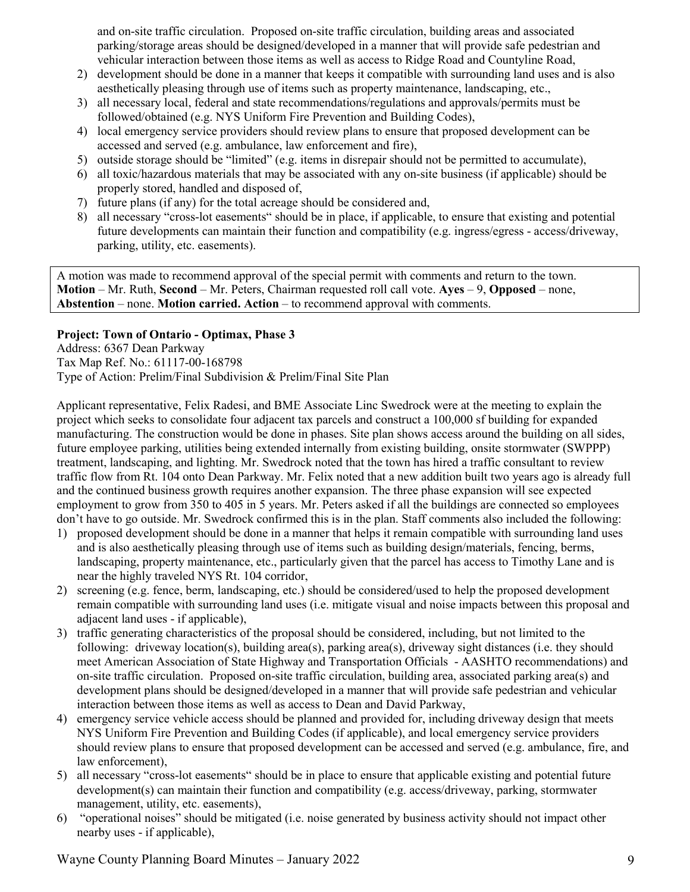and on-site traffic circulation. Proposed on-site traffic circulation, building areas and associated parking/storage areas should be designed/developed in a manner that will provide safe pedestrian and vehicular interaction between those items as well as access to Ridge Road and Countyline Road,

2) development should be done in a manner that keeps it compatible with surrounding land uses and is also aesthetically pleasing through use of items such as property maintenance, landscaping, etc.,
3) all necessary local, federal and state recommendations/regulations and approvals/permits must be followed/obtained (e.g. NYS Uniform Fire Prevention and Building Codes),
4) local emergency service providers should review plans to ensure that proposed development can be accessed and served (e.g. ambulance, law enforcement and fire),
5) outside storage should be "limited" (e.g. items in disrepair should not be permitted to accumulate),
6) all toxic/hazardous materials that may be associated with any on-site business (if applicable) should be properly stored, handled and disposed of,
7) future plans (if any) for the total acreage should be considered and,
8) all necessary "cross-lot easements" should be in place, if applicable, to ensure that existing and potential future developments can maintain their function and compatibility (e.g. ingress/egress - access/driveway, parking, utility, etc. easements).

A motion was made to recommend approval of the special permit with comments and return to the town. **Motion** – Mr. Ruth, **Second** – Mr. Peters, Chairman requested roll call vote. **Ayes** – 9, **Opposed** – none, **Abstention** – none. **Motion carried. Action** – to recommend approval with comments.

**Project: Town of Ontario - Optimax, Phase 3**
Address: 6367 Dean Parkway
Tax Map Ref. No.: 61117-00-168798
Type of Action: Prelim/Final Subdivision & Prelim/Final Site Plan

Applicant representative, Felix Radesi, and BME Associate Linc Swedrock were at the meeting to explain the project which seeks to consolidate four adjacent tax parcels and construct a 100,000 sf building for expanded manufacturing. The construction would be done in phases. Site plan shows access around the building on all sides, future employee parking, utilities being extended internally from existing building, onsite stormwater (SWPPP) treatment, landscaping, and lighting. Mr. Swedrock noted that the town has hired a traffic consultant to review traffic flow from Rt. 104 onto Dean Parkway. Mr. Felix noted that a new addition built two years ago is already full and the continued business growth requires another expansion. The three phase expansion will see expected employment to grow from 350 to 405 in 5 years. Mr. Peters asked if all the buildings are connected so employees don't have to go outside. Mr. Swedrock confirmed this is in the plan. Staff comments also included the following:

1) proposed development should be done in a manner that helps it remain compatible with surrounding land uses and is also aesthetically pleasing through use of items such as building design/materials, fencing, berms, landscaping, property maintenance, etc., particularly given that the parcel has access to Timothy Lane and is near the highly traveled NYS Rt. 104 corridor,
2) screening (e.g. fence, berm, landscaping, etc.) should be considered/used to help the proposed development remain compatible with surrounding land uses (i.e. mitigate visual and noise impacts between this proposal and adjacent land uses - if applicable),
3) traffic generating characteristics of the proposal should be considered, including, but not limited to the following: driveway location(s), building area(s), parking area(s), driveway sight distances (i.e. they should meet American Association of State Highway and Transportation Officials - AASHTO recommendations) and on-site traffic circulation. Proposed on-site traffic circulation, building area, associated parking area(s) and development plans should be designed/developed in a manner that will provide safe pedestrian and vehicular interaction between those items as well as access to Dean and David Parkway,
4) emergency service vehicle access should be planned and provided for, including driveway design that meets NYS Uniform Fire Prevention and Building Codes (if applicable), and local emergency service providers should review plans to ensure that proposed development can be accessed and served (e.g. ambulance, fire, and law enforcement),
5) all necessary "cross-lot easements" should be in place to ensure that applicable existing and potential future development(s) can maintain their function and compatibility (e.g. access/driveway, parking, stormwater management, utility, etc. easements),
6) "operational noises" should be mitigated (i.e. noise generated by business activity should not impact other nearby uses - if applicable),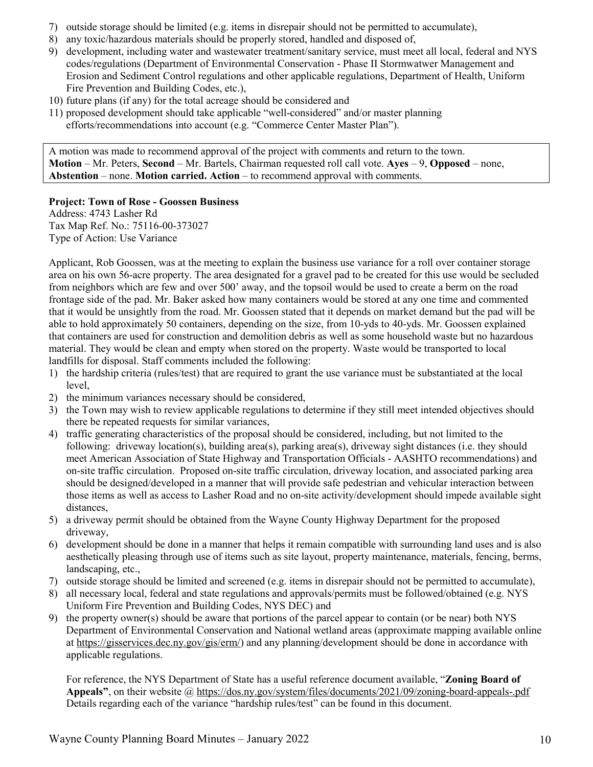7) outside storage should be limited (e.g. items in disrepair should not be permitted to accumulate),
8) any toxic/hazardous materials should be properly stored, handled and disposed of,
9) development, including water and wastewater treatment/sanitary service, must meet all local, federal and NYS codes/regulations (Department of Environmental Conservation - Phase II Stormwatwer Management and Erosion and Sediment Control regulations and other applicable regulations, Department of Health, Uniform Fire Prevention and Building Codes, etc.),
10) future plans (if any) for the total acreage should be considered and
11) proposed development should take applicable "well-considered" and/or master planning efforts/recommendations into account (e.g. "Commerce Center Master Plan").

A motion was made to recommend approval of the project with comments and return to the town. **Motion** – Mr. Peters, **Second** – Mr. Bartels, Chairman requested roll call vote. **Ayes** – 9, **Opposed** – none, **Abstention** – none. **Motion carried. Action** – to recommend approval with comments.

**Project: Town of Rose - Goossen Business**
Address: 4743 Lasher Rd
Tax Map Ref. No.: 75116-00-373027
Type of Action: Use Variance

Applicant, Rob Goossen, was at the meeting to explain the business use variance for a roll over container storage area on his own 56-acre property. The area designated for a gravel pad to be created for this use would be secluded from neighbors which are few and over 500' away, and the topsoil would be used to create a berm on the road frontage side of the pad. Mr. Baker asked how many containers would be stored at any one time and commented that it would be unsightly from the road. Mr. Goossen stated that it depends on market demand but the pad will be able to hold approximately 50 containers, depending on the size, from 10-yds to 40-yds. Mr. Goossen explained that containers are used for construction and demolition debris as well as some household waste but no hazardous material. They would be clean and empty when stored on the property. Waste would be transported to local landfills for disposal. Staff comments included the following:

1) the hardship criteria (rules/test) that are required to grant the use variance must be substantiated at the local level,
2) the minimum variances necessary should be considered,
3) the Town may wish to review applicable regulations to determine if they still meet intended objectives should there be repeated requests for similar variances,
4) traffic generating characteristics of the proposal should be considered, including, but not limited to the following: driveway location(s), building area(s), parking area(s), driveway sight distances (i.e. they should meet American Association of State Highway and Transportation Officials - AASHTO recommendations) and on-site traffic circulation. Proposed on-site traffic circulation, driveway location, and associated parking area should be designed/developed in a manner that will provide safe pedestrian and vehicular interaction between those items as well as access to Lasher Road and no on-site activity/development should impede available sight distances,
5) a driveway permit should be obtained from the Wayne County Highway Department for the proposed driveway,
6) development should be done in a manner that helps it remain compatible with surrounding land uses and is also aesthetically pleasing through use of items such as site layout, property maintenance, materials, fencing, berms, landscaping, etc.,
7) outside storage should be limited and screened (e.g. items in disrepair should not be permitted to accumulate),
8) all necessary local, federal and state regulations and approvals/permits must be followed/obtained (e.g. NYS Uniform Fire Prevention and Building Codes, NYS DEC) and
9) the property owner(s) should be aware that portions of the parcel appear to contain (or be near) both NYS Department of Environmental Conservation and National wetland areas (approximate mapping available online at https://gisservices.dec.ny.gov/gis/erm/) and any planning/development should be done in accordance with applicable regulations.

For reference, the NYS Department of State has a useful reference document available, "**Zoning Board of Appeals"**, on their website @ https://dos.ny.gov/system/files/documents/2021/09/zoning-board-appeals-.pdf Details regarding each of the variance "hardship rules/test" can be found in this document.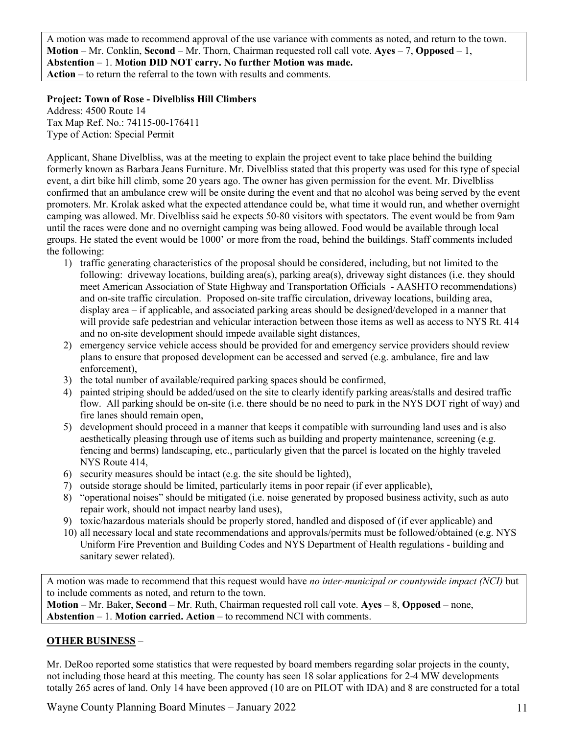A motion was made to recommend approval of the use variance with comments as noted, and return to the town.
**Motion** – Mr. Conklin, **Second** – Mr. Thorn, Chairman requested roll call vote. **Ayes** – 7, **Opposed** – 1, **Abstention** – 1. **Motion DID NOT carry. No further Motion was made.**
**Action** – to return the referral to the town with results and comments.

**Project: Town of Rose - Divelbliss Hill Climbers**
Address: 4500 Route 14
Tax Map Ref. No.: 74115-00-176411
Type of Action: Special Permit

Applicant, Shane Divelbliss, was at the meeting to explain the project event to take place behind the building formerly known as Barbara Jeans Furniture. Mr. Divelbliss stated that this property was used for this type of special event, a dirt bike hill climb, some 20 years ago. The owner has given permission for the event. Mr. Divelbliss confirmed that an ambulance crew will be onsite during the event and that no alcohol was being served by the event promoters. Mr. Krolak asked what the expected attendance could be, what time it would run, and whether overnight camping was allowed. Mr. Divelbliss said he expects 50-80 visitors with spectators. The event would be from 9am until the races were done and no overnight camping was being allowed. Food would be available through local groups. He stated the event would be 1000' or more from the road, behind the buildings. Staff comments included the following:

1) traffic generating characteristics of the proposal should be considered, including, but not limited to the following: driveway locations, building area(s), parking area(s), driveway sight distances (i.e. they should meet American Association of State Highway and Transportation Officials - AASHTO recommendations) and on-site traffic circulation. Proposed on-site traffic circulation, driveway locations, building area, display area – if applicable, and associated parking areas should be designed/developed in a manner that will provide safe pedestrian and vehicular interaction between those items as well as access to NYS Rt. 414 and no on-site development should impede available sight distances,
2) emergency service vehicle access should be provided for and emergency service providers should review plans to ensure that proposed development can be accessed and served (e.g. ambulance, fire and law enforcement),
3) the total number of available/required parking spaces should be confirmed,
4) painted striping should be added/used on the site to clearly identify parking areas/stalls and desired traffic flow. All parking should be on-site (i.e. there should be no need to park in the NYS DOT right of way) and fire lanes should remain open,
5) development should proceed in a manner that keeps it compatible with surrounding land uses and is also aesthetically pleasing through use of items such as building and property maintenance, screening (e.g. fencing and berms) landscaping, etc., particularly given that the parcel is located on the highly traveled NYS Route 414,
6) security measures should be intact (e.g. the site should be lighted),
7) outside storage should be limited, particularly items in poor repair (if ever applicable),
8) "operational noises" should be mitigated (i.e. noise generated by proposed business activity, such as auto repair work, should not impact nearby land uses),
9) toxic/hazardous materials should be properly stored, handled and disposed of (if ever applicable) and
10) all necessary local and state recommendations and approvals/permits must be followed/obtained (e.g. NYS Uniform Fire Prevention and Building Codes and NYS Department of Health regulations - building and sanitary sewer related).

A motion was made to recommend that this request would have *no inter-municipal or countywide impact (NCI)* but to include comments as noted, and return to the town.
**Motion** – Mr. Baker, **Second** – Mr. Ruth, Chairman requested roll call vote. **Ayes** – 8, **Opposed** – none, **Abstention** – 1. **Motion carried. Action** – to recommend NCI with comments.

**OTHER BUSINESS** –

Mr. DeRoo reported some statistics that were requested by board members regarding solar projects in the county, not including those heard at this meeting. The county has seen 18 solar applications for 2-4 MW developments totally 265 acres of land. Only 14 have been approved (10 are on PILOT with IDA) and 8 are constructed for a total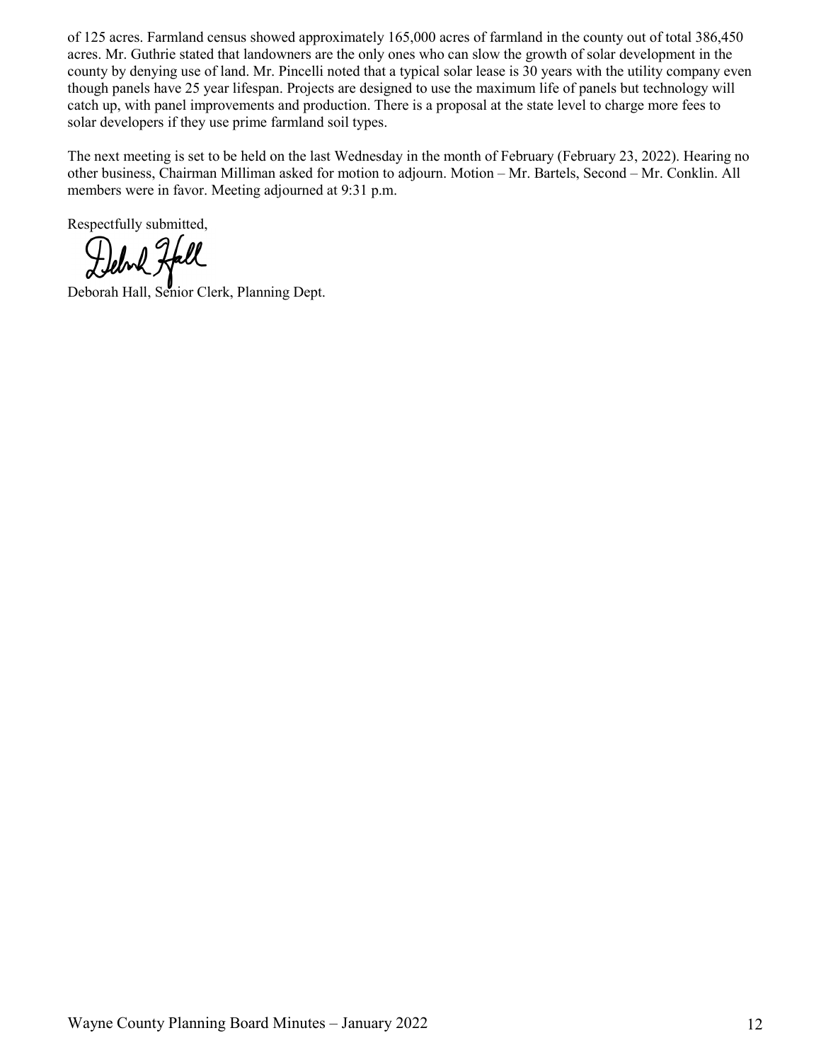of 125 acres. Farmland census showed approximately 165,000 acres of farmland in the county out of total 386,450 acres. Mr. Guthrie stated that landowners are the only ones who can slow the growth of solar development in the county by denying use of land. Mr. Pincelli noted that a typical solar lease is 30 years with the utility company even though panels have 25 year lifespan. Projects are designed to use the maximum life of panels but technology will catch up, with panel improvements and production. There is a proposal at the state level to charge more fees to solar developers if they use prime farmland soil types.

The next meeting is set to be held on the last Wednesday in the month of February (February 23, 2022). Hearing no other business, Chairman Milliman asked for motion to adjourn. Motion – Mr. Bartels, Second – Mr. Conklin. All members were in favor. Meeting adjourned at 9:31 p.m.

Respectfully submitted,

Deborah Hall, Senior Clerk, Planning Dept.